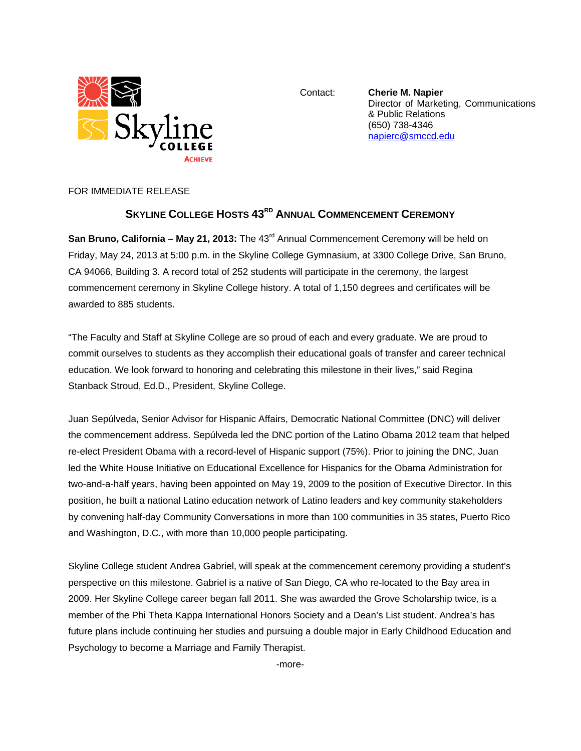Skyline College

Achieve

Contact: **Cherie M. Napier**
Director of Marketing, Communications & Public Relations
(650) 738-4346
napierc@smccd.edu

FOR IMMEDIATE RELEASE

## SKYLINE COLLEGE HOSTS 43RD ANNUAL COMMENCEMENT CEREMONY

**San Bruno, California – May 21, 2013:** The 43rd Annual Commencement Ceremony will be held on Friday, May 24, 2013 at 5:00 p.m. in the Skyline College Gymnasium, at 3300 College Drive, San Bruno, CA 94066, Building 3. A record total of 252 students will participate in the ceremony, the largest commencement ceremony in Skyline College history. A total of 1,150 degrees and certificates will be awarded to 885 students.

"The Faculty and Staff at Skyline College are so proud of each and every graduate. We are proud to commit ourselves to students as they accomplish their educational goals of transfer and career technical education. We look forward to honoring and celebrating this milestone in their lives," said Regina Stanback Stroud, Ed.D., President, Skyline College.

Juan Sepúlveda, Senior Advisor for Hispanic Affairs, Democratic National Committee (DNC) will deliver the commencement address. Sepúlveda led the DNC portion of the Latino Obama 2012 team that helped re-elect President Obama with a record-level of Hispanic support (75%). Prior to joining the DNC, Juan led the White House Initiative on Educational Excellence for Hispanics for the Obama Administration for two-and-a-half years, having been appointed on May 19, 2009 to the position of Executive Director. In this position, he built a national Latino education network of Latino leaders and key community stakeholders by convening half-day Community Conversations in more than 100 communities in 35 states, Puerto Rico and Washington, D.C., with more than 10,000 people participating.

Skyline College student Andrea Gabriel, will speak at the commencement ceremony providing a student's perspective on this milestone. Gabriel is a native of San Diego, CA who re-located to the Bay area in 2009. Her Skyline College career began fall 2011. She was awarded the Grove Scholarship twice, is a member of the Phi Theta Kappa International Honors Society and a Dean's List student. Andrea's has future plans include continuing her studies and pursuing a double major in Early Childhood Education and Psychology to become a Marriage and Family Therapist.

-more-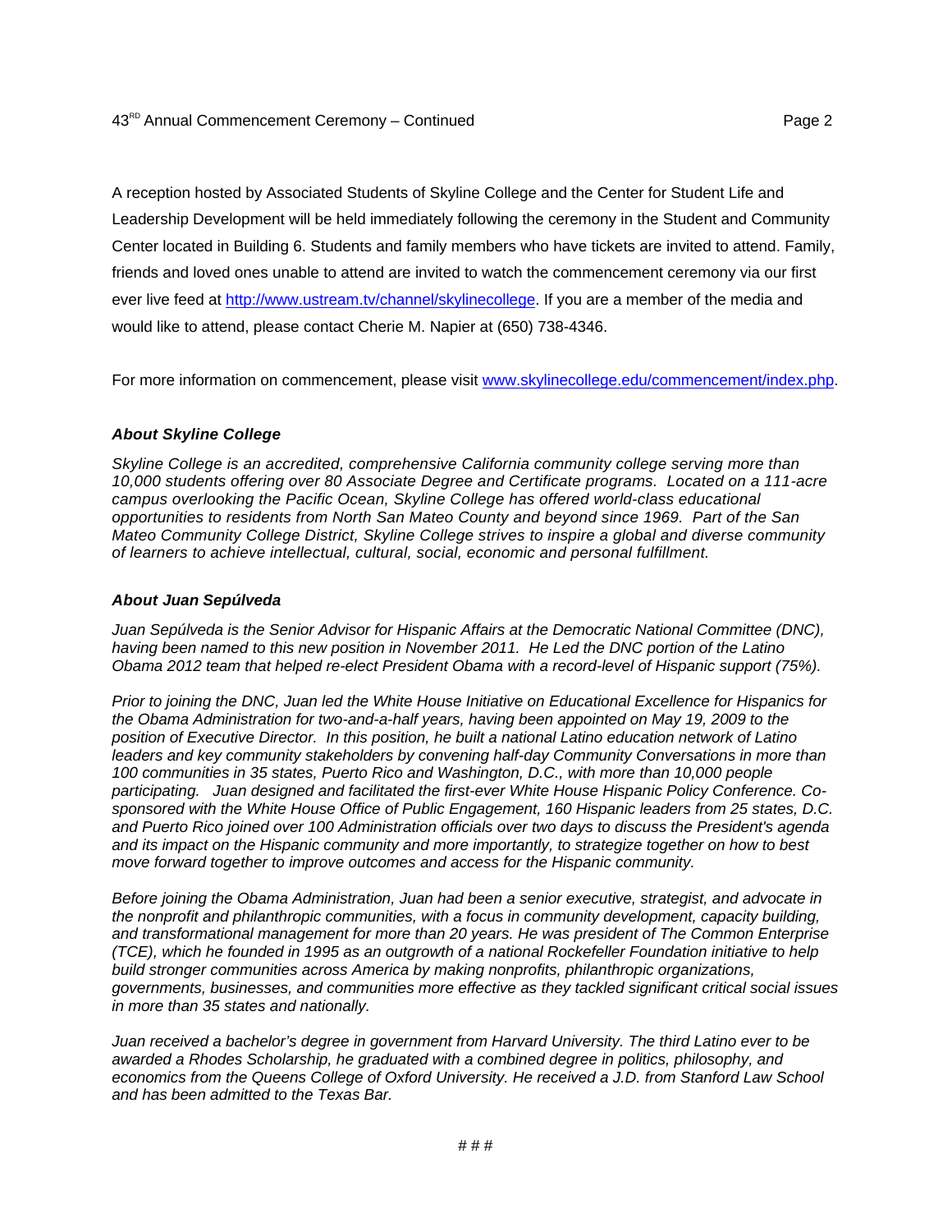A reception hosted by Associated Students of Skyline College and the Center for Student Life and Leadership Development will be held immediately following the ceremony in the Student and Community Center located in Building 6. Students and family members who have tickets are invited to attend. Family, friends and loved ones unable to attend are invited to watch the commencement ceremony via our first ever live feed at http://www.ustream.tv/channel/skylinecollege. If you are a member of the media and would like to attend, please contact Cherie M. Napier at (650) 738-4346.

For more information on commencement, please visit www.skylinecollege.edu/commencement/index.php.

***About Skyline College***

*Skyline College is an accredited, comprehensive California community college serving more than 10,000 students offering over 80 Associate Degree and Certificate programs. Located on a 111-acre campus overlooking the Pacific Ocean, Skyline College has offered world-class educational opportunities to residents from North San Mateo County and beyond since 1969. Part of the San Mateo Community College District, Skyline College strives to inspire a global and diverse community of learners to achieve intellectual, cultural, social, economic and personal fulfillment.*

***About Juan Sepúlveda***

*Juan Sepúlveda is the Senior Advisor for Hispanic Affairs at the Democratic National Committee (DNC), having been named to this new position in November 2011. He Led the DNC portion of the Latino Obama 2012 team that helped re-elect President Obama with a record-level of Hispanic support (75%).*

*Prior to joining the DNC, Juan led the White House Initiative on Educational Excellence for Hispanics for the Obama Administration for two-and-a-half years, having been appointed on May 19, 2009 to the position of Executive Director. In this position, he built a national Latino education network of Latino leaders and key community stakeholders by convening half-day Community Conversations in more than 100 communities in 35 states, Puerto Rico and Washington, D.C., with more than 10,000 people participating. Juan designed and facilitated the first-ever White House Hispanic Policy Conference. Co-sponsored with the White House Office of Public Engagement, 160 Hispanic leaders from 25 states, D.C. and Puerto Rico joined over 100 Administration officials over two days to discuss the President's agenda and its impact on the Hispanic community and more importantly, to strategize together on how to best move forward together to improve outcomes and access for the Hispanic community.*

*Before joining the Obama Administration, Juan had been a senior executive, strategist, and advocate in the nonprofit and philanthropic communities, with a focus in community development, capacity building, and transformational management for more than 20 years. He was president of The Common Enterprise (TCE), which he founded in 1995 as an outgrowth of a national Rockefeller Foundation initiative to help build stronger communities across America by making nonprofits, philanthropic organizations, governments, businesses, and communities more effective as they tackled significant critical social issues in more than 35 states and nationally.*

*Juan received a bachelor's degree in government from Harvard University. The third Latino ever to be awarded a Rhodes Scholarship, he graduated with a combined degree in politics, philosophy, and economics from the Queens College of Oxford University. He received a J.D. from Stanford Law School and has been admitted to the Texas Bar.*

# # #